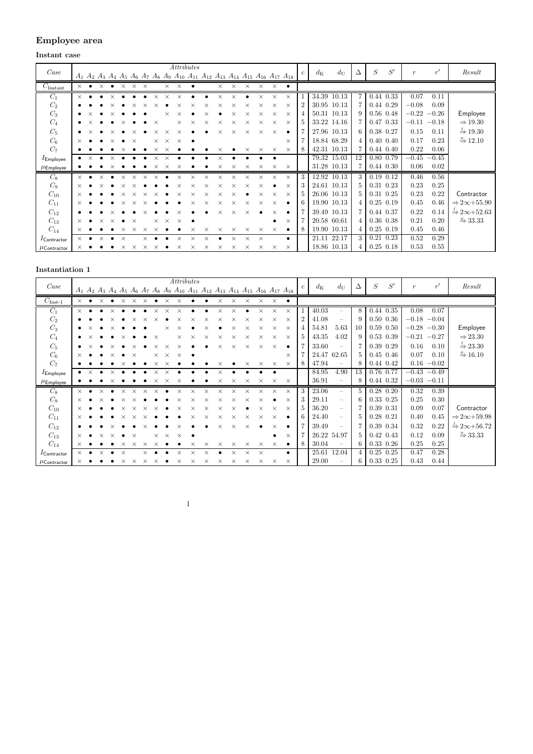# Employee area

## Instant case

| *Case* | $A_1$ | $A_2$ | $A_3$ | $A_4$ | $A_5$ | $A_6$ | $A_7$ | $A_8$ | $A_9$ | $A_{10}$ | $A_{11}$ | $A_{12}$ | $A_{13}$ | $A_{14}$ | $A_{15}$ | $A_{16}$ | $A_{17}$ | $A_{18}$ | $c$ | $d_{\mathrm{K}}$ | $d_{\mathrm{U}}$ | $\Delta$ | $S$ | $S'$ | $r$ | $r'$ | *Result* |
|---|---|---|---|---|---|---|---|---|---|---|---|---|---|---|---|---|---|---|---|---|---|---|---|---|---|---|---|
| $C_{\mathrm{Instant}}$ | × | • | × | • | × | × | × | | × | × | • | | × | × | × | × | × | • | | | | | | | | | |
| $C_1$ | × | • | • | × | • | • | • | × | × | × | • | • | × | × | • | × | × | × | 1 | 34.39 | 10.13 | 7 | 0.44 | 0.33 | 0.07 | 0.11 | |
| $C_2$ | • | • | • | × | • | × | × | × | • | × | × | × | × | × | × | × | × | × | 2 | 30.95 | 10.13 | 7 | 0.44 | 0.29 | −0.08 | 0.09 | |
| $C_3$ | • | × | • | × | • | • | • | | × | × | • | × | • | × | × | × | × | × | 4 | 50.31 | 10.13 | 9 | 0.56 | 0.48 | −0.22 | −0.26 | Employee |
| $C_4$ | • | × | • | • | × | • | • | × | | × | × | × | × | × | × | × | × | × | 5 | 33.22 | 14.16 | 7 | 0.47 | 0.33 | −0.11 | −0.18 | $\Rightarrow$ 19.30 |
| $C_5$ | • | × | • | × | • | × | • | × | × | × | • | • | × | × | × | × | × | • | 7 | 27.96 | 10.13 | 6 | 0.38 | 0.27 | 0.15 | 0.11 | $\overset{I}{\Rightarrow}$ 19.30 |
| $C_6$ | × | • | • | × | • | × | | × | × | × | • | | | | | | | × | 7 | 18.84 | 68.29 | 4 | 0.40 | 0.40 | 0.17 | 0.23 | $\overset{\mu}{\Rightarrow}$ 12.10 |
| $C_7$ | • | • | • | • | × | • | • | × | × | • | • | • | × | • | × | × | × | × | 8 | 42.31 | 10.13 | 7 | 0.44 | 0.40 | 0.22 | 0.06 | |
| $I_{\mathsf{Employee}}$ | • | × | • | × | • | • | • | • | × | × | • | • | × | • | • | • | • | | | 79.32 | 15.03 | 12 | 0.80 | 0.79 | −0.45 | −0.45 | |
| $\mu_{\mathsf{Employee}}$ | • | • | • | × | • | • | • | × | × | × | • | • | × | × | × | × | × | × | | 31.28 | 10.13 | 7 | 0.44 | 0.30 | 0.06 | 0.02 | |
| $C_8$ | × | • | × | • | × | × | × | × | • | × | × | × | × | × | × | × | × | × | 3 | 12.92 | 10.13 | 3 | 0.19 | 0.12 | 0.46 | 0.56 | |
| $C_9$ | × | • | × | • | × | × | • | • | • | • | × | × | × | × | × | × | • | × | 3 | 24.61 | 10.13 | 5 | 0.31 | 0.23 | 0.23 | 0.25 | |
| $C_{10}$ | × | • | • | • | × | × | × | × | • | × | × | × | × | × | • | × | × | × | 5 | 26.06 | 10.13 | 5 | 0.31 | 0.25 | 0.23 | 0.22 | Contractor |
| $C_{11}$ | × | • | • | • | × | × | × | • | • | • | × | × | × | × | × | × | × | • | 6 | 19.90 | 10.13 | 4 | 0.25 | 0.19 | 0.45 | 0.46 | $\Rightarrow 2\infty$+55.90 |
| $C_{12}$ | • | • | • | × | • | • | × | • | • | × | • | • | × | × | × | • | × | • | 7 | 39.49 | 10.13 | 7 | 0.44 | 0.37 | 0.22 | 0.14 | $\overset{I}{\Rightarrow} 2\infty$+52.63 |
| $C_{13}$ | × | • | × | × | • | × | | × | × | × | • | | | | | | • | × | 7 | 20.58 | 60.61 | 4 | 0.36 | 0.38 | 0.21 | 0.20 | $\overset{\mu}{\Rightarrow}$ 33.33 |
| $C_{14}$ | × | • | • | • | × | × | × | × | • | • | × | × | × | × | × | × | × | • | 8 | 19.90 | 10.13 | 4 | 0.25 | 0.19 | 0.45 | 0.46 | |
| $I_{\mathsf{Contractor}}$ | × | • | × | • | × | | × | • | • | × | × | × | • | × | × | × | | • | | 21.11 | 22.17 | 3 | 0.21 | 0.23 | 0.52 | 0.29 | |
| $\mu_{\mathsf{Contractor}}$ | × | • | • | • | × | × | × | × | • | × | × | × | × | × | × | × | × | × | | 18.86 | 10.13 | 4 | 0.25 | 0.18 | 0.53 | 0.55 | |

## Instantiation 1

| *Case* | $A_1$ | $A_2$ | $A_3$ | $A_4$ | $A_5$ | $A_6$ | $A_7$ | $A_8$ | $A_9$ | $A_{10}$ | $A_{11}$ | $A_{12}$ | $A_{13}$ | $A_{14}$ | $A_{15}$ | $A_{16}$ | $A_{17}$ | $A_{18}$ | $c$ | $d_{\mathrm{K}}$ | $d_{\mathrm{U}}$ | $\Delta$ | $S$ | $S'$ | $r$ | $r'$ | *Result* |
|---|---|---|---|---|---|---|---|---|---|---|---|---|---|---|---|---|---|---|---|---|---|---|---|---|---|---|---|
| $C_{\mathrm{Inst\text{-}1}}$ | × | • | × | • | × | × | × | • | × | × | • | • | × | × | × | × | × | • | | | | | | | | | |
| $C_1$ | × | • | • | × | • | • | • | × | × | × | • | • | × | × | • | × | × | × | 1 | 40.03 | – | 8 | 0.44 | 0.35 | 0.08 | 0.07 | |
| $C_2$ | • | • | • | × | • | × | × | × | • | × | × | × | × | × | × | × | × | × | 2 | 41.08 | – | 9 | 0.50 | 0.36 | −0.18 | −0.04 | |
| $C_3$ | • | × | • | × | • | • | • | | × | × | • | × | • | × | × | × | × | × | 4 | 54.81 | 5.63 | 10 | 0.59 | 0.50 | −0.28 | −0.30 | Employee |
| $C_4$ | • | × | • | • | × | • | • | × | | × | × | × | × | × | × | × | × | × | 5 | 43.35 | 4.02 | 9 | 0.53 | 0.39 | −0.21 | −0.27 | $\Rightarrow$ 23.30 |
| $C_5$ | • | × | • | × | • | × | • | × | × | × | • | • | × | × | × | × | × | • | 7 | 33.60 | – | 7 | 0.39 | 0.29 | 0.16 | 0.10 | $\overset{I}{\Rightarrow}$ 23.30 |
| $C_6$ | × | • | • | × | • | × | | × | × | × | • | | | | | | | × | 7 | 24.47 | 62.65 | 5 | 0.45 | 0.46 | 0.07 | 0.10 | $\overset{\mu}{\Rightarrow}$ 16.10 |
| $C_7$ | • | • | • | • | × | • | • | × | × | • | • | • | × | • | × | × | × | × | 8 | 47.94 | – | 8 | 0.44 | 0.42 | 0.16 | −0.02 | |
| $I_{\mathsf{Employee}}$ | • | × | • | × | • | • | • | • | × | × | • | • | × | • | • | • | • | | | 84.95 | 4.90 | 13 | 0.76 | 0.77 | −0.43 | −0.49 | |
| $\mu_{\mathsf{Employee}}$ | • | • | • | × | • | • | • | × | × | × | • | • | × | × | × | × | × | × | | 36.91 | – | 8 | 0.44 | 0.32 | −0.03 | −0.11 | |
| $C_8$ | × | • | × | • | × | × | × | × | • | × | × | × | × | × | × | × | × | × | 3 | 23.06 | – | 5 | 0.28 | 0.20 | 0.32 | 0.39 | |
| $C_9$ | × | • | × | • | × | × | • | • | • | • | × | × | × | × | × | × | • | × | 3 | 29.11 | – | 6 | 0.33 | 0.25 | 0.25 | 0.30 | |
| $C_{10}$ | × | • | • | • | × | × | × | × | • | × | × | × | × | × | • | × | × | × | 5 | 36.20 | – | 7 | 0.39 | 0.31 | 0.09 | 0.07 | Contractor |
| $C_{11}$ | × | • | • | • | × | × | × | • | • | • | × | × | × | × | × | × | × | • | 6 | 24.40 | – | 5 | 0.28 | 0.21 | 0.40 | 0.45 | $\Rightarrow 2\infty$+59.98 |
| $C_{12}$ | • | • | • | × | • | • | × | • | • | × | • | • | × | × | × | • | × | • | 7 | 39.49 | – | 7 | 0.39 | 0.34 | 0.32 | 0.22 | $\overset{I}{\Rightarrow} 2\infty$+56.72 |
| $C_{13}$ | × | • | × | × | • | × | | × | × | × | • | | | | | | • | × | 7 | 26.22 | 54.97 | 5 | 0.42 | 0.43 | 0.12 | 0.09 | $\overset{\mu}{\Rightarrow}$ 33.33 |
| $C_{14}$ | × | • | • | • | × | × | × | × | • | • | × | × | × | × | × | × | × | • | 8 | 30.04 | – | 6 | 0.33 | 0.26 | 0.25 | 0.25 | |
| $I_{\mathsf{Contractor}}$ | × | • | × | • | × | | × | • | • | × | × | × | • | × | × | × | | • | | 25.61 | 12.04 | 4 | 0.25 | 0.25 | 0.47 | 0.28 | |
| $\mu_{\mathsf{Contractor}}$ | × | • | • | • | × | × | × | × | • | × | × | × | × | × | × | × | × | × | | 29.00 | – | 6 | 0.33 | 0.25 | 0.43 | 0.44 | |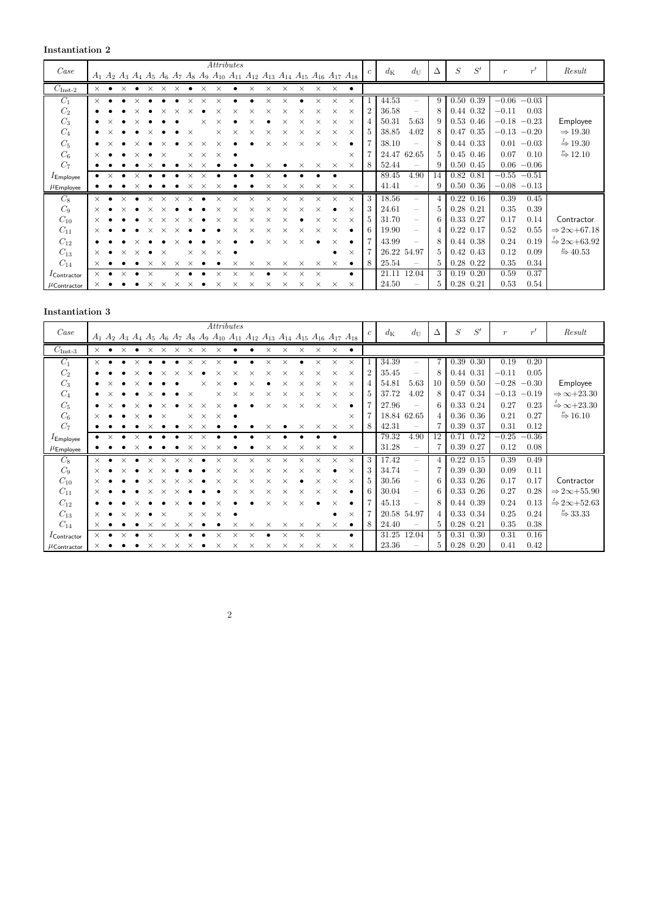### Instantiation 2

| *Case* | $A_1$ | $A_2$ | $A_3$ | $A_4$ | $A_5$ | $A_6$ | $A_7$ | $A_8$ | $A_9$ | $A_{10}$ | $A_{11}$ | $A_{12}$ | $A_{13}$ | $A_{14}$ | $A_{15}$ | $A_{16}$ | $A_{17}$ | $A_{18}$ | $c$ | $d_{\mathrm{K}}$ | $d_{\mathrm{U}}$ | $\Delta$ | $S$ | $S'$ | $r$ | $r'$ | *Result* |
|---|---|---|---|---|---|---|---|---|---|---|---|---|---|---|---|---|---|---|---|---|---|---|---|---|---|---|---|
| $C_{\text{Inst-2}}$ | × | • | × | • | × | × | × | • | × | × | • | × | × | × | × | × | × | • | | | | | | | | | |
| $C_1$ | × | • | • | × | • | • | • | × | × | × | • | • | × | × | • | × | × | × | 1 | 44.53 | – | 9 | 0.50 | 0.39 | −0.06 | −0.03 | |
| $C_2$ | • | • | • | × | • | × | × | × | • | × | × | × | × | × | × | × | × | × | 2 | 36.58 | – | 8 | 0.44 | 0.32 | −0.11 | 0.03 | |
| $C_3$ | • | × | • | × | • | • | • | | × | × | • | × | • | × | × | × | × | × | 4 | 50.31 | 5.63 | 9 | 0.53 | 0.46 | −0.18 | −0.23 | Employee |
| $C_4$ | • | × | • | • | × | • | • | • | × | | × | × | × | × | × | × | × | × | 5 | 38.85 | 4.02 | 8 | 0.47 | 0.35 | −0.13 | −0.20 | $\Rightarrow 19.30$ |
| $C_5$ | • | × | • | × | • | × | • | × | × | × | • | • | × | × | × | × | × | • | 7 | 38.10 | – | 8 | 0.44 | 0.33 | 0.01 | −0.03 | $\overset{I}{\Rightarrow} 19.30$ |
| $C_6$ | × | • | • | × | • | × | | × | × | × | • | | | | | | | × | 7 | 24.47 | 62.65 | 5 | 0.45 | 0.46 | 0.07 | 0.10 | $\overset{\mu}{\Rightarrow} 12.10$ |
| $C_7$ | • | • | • | • | × | • | • | × | × | • | • | • | × | • | × | × | × | × | 8 | 52.44 | – | 9 | 0.50 | 0.45 | 0.06 | −0.06 | |
| $I_{\mathsf{Employee}}$ | • | × | • | × | • | • | • | × | × | • | • | • | × | • | • | • | • | | | 89.45 | 4.90 | 14 | 0.82 | 0.81 | −0.55 | −0.51 | |
| $\mu_{\mathsf{Employee}}$ | • | • | • | × | • | • | • | × | × | × | • | • | × | × | × | × | × | × | | 41.41 | – | 9 | 0.50 | 0.36 | −0.08 | −0.13 | |
| $C_8$ | × | • | × | • | × | × | × | × | • | × | × | × | × | × | × | × | × | × | 3 | 18.56 | – | 4 | 0.22 | 0.16 | 0.39 | 0.45 | |
| $C_9$ | × | • | × | × | • | × | × | • | • | • | × | × | × | × | × | × | • | × | 3 | 24.61 | – | 5 | 0.28 | 0.21 | 0.35 | 0.39 | |
| $C_{10}$ | × | • | • | • | × | × | × | × | • | × | × | × | × | × | • | × | × | × | 5 | 31.70 | – | 6 | 0.33 | 0.27 | 0.17 | 0.14 | Contractor |
| $C_{11}$ | × | • | • | • | • | × | × | × | • | • | • | × | × | × | × | × | × | • | 6 | 19.90 | – | 4 | 0.22 | 0.17 | 0.52 | 0.55 | $\Rightarrow 2\infty{+}67.18$ |
| $C_{12}$ | • | • | • | × | • | • | × | • | × | × | • | • | × | × | × | • | × | • | 7 | 43.99 | – | 8 | 0.44 | 0.38 | 0.24 | 0.19 | $\overset{I}{\Rightarrow} 2\infty{+}63.92$ |
| $C_{13}$ | × | • | × | × | • | × | | × | × | × | • | | | | | | • | × | 7 | 26.22 | 54.97 | 5 | 0.42 | 0.43 | 0.12 | 0.09 | $\overset{\mu}{\Rightarrow} 40.53$ |
| $C_{14}$ | × | • | • | • | × | × | × | × | • | • | × | × | × | × | × | × | × | • | 8 | 25.54 | – | 5 | 0.28 | 0.22 | 0.35 | 0.34 | |
| $I_{\mathsf{Contractor}}$ | × | • | × | • | × | | × | • | • | × | × | × | • | × | × | × | | • | | 21.11 | 12.04 | 3 | 0.19 | 0.20 | 0.59 | 0.37 | |
| $\mu_{\mathsf{Contractor}}$ | × | • | • | • | × | × | × | × | • | × | × | × | × | × | × | × | × | × | | 24.50 | – | 5 | 0.28 | 0.21 | 0.53 | 0.54 | |

### Instantiation 3

| *Case* | $A_1$ | $A_2$ | $A_3$ | $A_4$ | $A_5$ | $A_6$ | $A_7$ | $A_8$ | $A_9$ | $A_{10}$ | $A_{11}$ | $A_{12}$ | $A_{13}$ | $A_{14}$ | $A_{15}$ | $A_{16}$ | $A_{17}$ | $A_{18}$ | $c$ | $d_{\mathrm{K}}$ | $d_{\mathrm{U}}$ | $\Delta$ | $S$ | $S'$ | $r$ | $r'$ | *Result* |
|---|---|---|---|---|---|---|---|---|---|---|---|---|---|---|---|---|---|---|---|---|---|---|---|---|---|---|---|
| $C_{\text{Inst-3}}$ | × | • | × | • | × | × | × | × | × | × | • | • | × | × | × | × | × | • | | | | | | | | | |
| $C_1$ | × | • | • | × | • | • | • | × | × | × | • | • | × | × | • | × | × | × | 1 | 34.39 | – | 7 | 0.39 | 0.30 | 0.19 | 0.20 | |
| $C_2$ | • | • | • | × | • | × | × | × | • | × | × | × | × | × | × | × | × | × | 2 | 35.45 | – | 8 | 0.44 | 0.31 | −0.11 | 0.05 | |
| $C_3$ | • | × | • | × | • | • | • | | × | × | • | × | • | × | × | × | × | × | 4 | 54.81 | 5.63 | 10 | 0.59 | 0.50 | −0.28 | −0.30 | Employee |
| $C_4$ | • | × | • | • | × | • | • | • | × | | × | × | × | × | × | × | × | × | 5 | 37.72 | 4.02 | 8 | 0.47 | 0.34 | −0.13 | −0.19 | $\Rightarrow \infty{+}23.30$ |
| $C_5$ | • | × | • | × | • | × | • | × | × | × | • | • | × | × | × | × | × | • | 7 | 27.96 | – | 6 | 0.33 | 0.24 | 0.27 | 0.23 | $\overset{I}{\Rightarrow} \infty{+}23.30$ |
| $C_6$ | × | • | • | × | • | × | | × | × | × | • | | | | | | | × | 7 | 18.84 | 62.65 | 4 | 0.36 | 0.36 | 0.21 | 0.27 | $\overset{\mu}{\Rightarrow} 16.10$ |
| $C_7$ | • | • | • | • | × | • | • | × | × | • | • | • | × | • | × | × | × | × | 8 | 42.31 | – | 7 | 0.39 | 0.37 | 0.31 | 0.12 | |
| $I_{\mathsf{Employee}}$ | • | × | • | × | • | • | • | × | × | • | • | • | × | • | • | • | • | | | 79.32 | 4.90 | 12 | 0.71 | 0.72 | −0.25 | −0.36 | |
| $\mu_{\mathsf{Employee}}$ | • | • | • | × | • | • | • | × | × | × | • | • | × | × | × | × | × | × | | 31.28 | – | 7 | 0.39 | 0.27 | 0.12 | 0.08 | |
| $C_8$ | × | • | × | • | × | × | × | × | • | × | × | × | × | × | × | × | × | × | 3 | 17.42 | – | 4 | 0.22 | 0.15 | 0.39 | 0.49 | |
| $C_9$ | × | • | × | × | • | × | × | • | • | • | × | × | × | × | × | × | • | × | 3 | 34.74 | – | 7 | 0.39 | 0.30 | 0.09 | 0.11 | |
| $C_{10}$ | × | • | • | • | × | × | × | × | • | × | × | × | × | × | • | × | × | × | 5 | 30.56 | – | 6 | 0.33 | 0.26 | 0.17 | 0.17 | Contractor |
| $C_{11}$ | × | • | • | • | • | × | × | × | • | • | • | × | × | × | × | × | × | • | 6 | 30.04 | – | 6 | 0.33 | 0.26 | 0.27 | 0.28 | $\Rightarrow 2\infty{+}55.90$ |
| $C_{12}$ | • | • | • | × | • | • | × | • | × | × | • | • | × | × | × | • | × | • | 7 | 45.13 | – | 8 | 0.44 | 0.39 | 0.24 | 0.13 | $\overset{I}{\Rightarrow} 2\infty{+}52.63$ |
| $C_{13}$ | × | • | × | × | • | × | | × | × | × | • | | | | | | • | × | 7 | 20.58 | 54.97 | 4 | 0.33 | 0.34 | 0.25 | 0.24 | $\overset{\mu}{\Rightarrow} 33.33$ |
| $C_{14}$ | × | • | • | • | × | × | × | × | • | • | × | × | × | × | × | × | × | • | 8 | 24.40 | – | 5 | 0.28 | 0.21 | 0.35 | 0.38 | |
| $I_{\mathsf{Contractor}}$ | × | • | × | • | × | | × | • | • | × | × | × | • | × | × | × | | • | | 31.25 | 12.04 | 5 | 0.31 | 0.30 | 0.31 | 0.16 | |
| $\mu_{\mathsf{Contractor}}$ | × | • | • | • | × | × | × | × | • | × | × | × | × | × | × | × | × | × | | 23.36 | – | 5 | 0.28 | 0.20 | 0.41 | 0.42 | |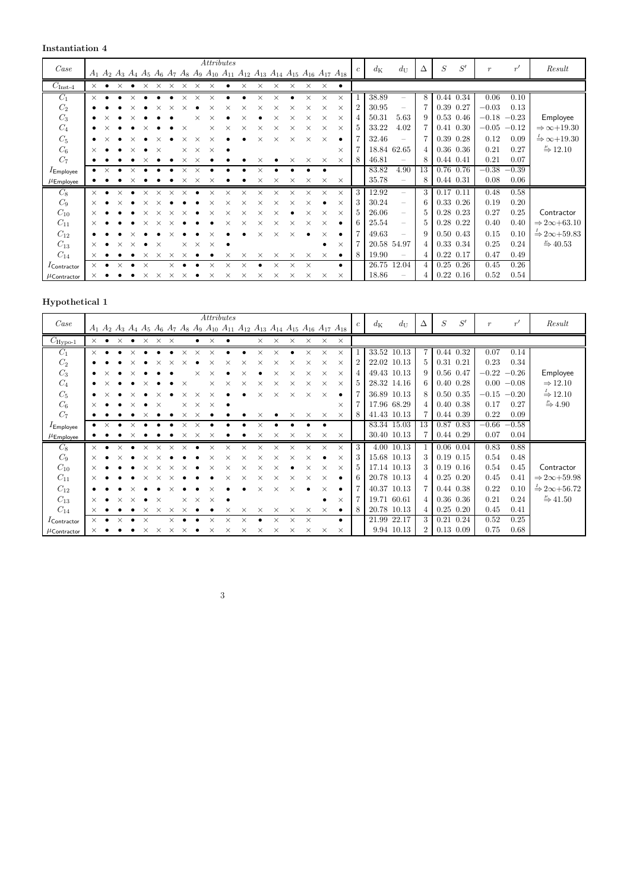**Instantiation 4**

| *Case* | *Attributes* | | | | | | | | | | | | | | | | | | $c$ | $d_{\mathrm{K}}$ | $d_{\mathrm{U}}$ | $\Delta$ | $S$ | $S'$ | $r$ | $r'$ | *Result* |
|---|---|---|---|---|---|---|---|---|---|---|---|---|---|---|---|---|---|---|---|---|---|---|---|---|---|---|---|
| | $A_1$ | $A_2$ | $A_3$ | $A_4$ | $A_5$ | $A_6$ | $A_7$ | $A_8$ | $A_9$ | $A_{10}$ | $A_{11}$ | $A_{12}$ | $A_{13}$ | $A_{14}$ | $A_{15}$ | $A_{16}$ | $A_{17}$ | $A_{18}$ | | | | | | | | | |
| $C_{\text{Inst-4}}$ | × | • | × | • | × | × | × | × | × | × | • | × | × | × | × | × | × | • | | | | | | | | | |
| $C_1$ | × | • | • | × | • | • | • | × | × | × | • | • | × | × | • | × | × | × | 1 | 38.89 | – | 8 | 0.44 | 0.34 | 0.06 | 0.10 | |
| $C_2$ | • | • | • | × | • | × | × | × | • | × | × | × | × | × | × | × | × | × | 2 | 30.95 | – | 7 | 0.39 | 0.27 | −0.03 | 0.13 | |
| $C_3$ | • | × | • | × | • | • | • | | × | × | • | × | • | × | × | × | × | × | 4 | 50.31 | 5.63 | 9 | 0.53 | 0.46 | −0.18 | −0.23 | Employee |
| $C_4$ | • | × | • | • | × | • | • | × | | × | × | × | × | × | × | × | × | × | 5 | 33.22 | 4.02 | 7 | 0.41 | 0.30 | −0.05 | −0.12 | $\Rightarrow \infty{+}19.30$ |
| $C_5$ | • | × | • | × | • | × | • | × | × | × | • | • | × | × | × | × | × | • | 7 | 32.46 | – | 7 | 0.39 | 0.28 | 0.12 | 0.09 | $\overset{I}{\Rightarrow} \infty{+}19.30$ |
| $C_6$ | × | • | • | × | • | × | | × | × | × | • | | | | | | | × | 7 | 18.84 | 62.65 | 4 | 0.36 | 0.36 | 0.21 | 0.27 | $\overset{\mu}{\Rightarrow} 12.10$ |
| $C_7$ | • | • | • | • | × | • | • | × | × | • | • | • | × | • | × | × | × | × | 8 | 46.81 | – | 8 | 0.44 | 0.41 | 0.21 | 0.07 | |
| $I_{\mathsf{Employee}}$ | • | × | • | × | • | • | • | × | × | • | • | • | × | • | • | • | • | | | 83.82 | 4.90 | 13 | 0.76 | 0.76 | −0.38 | −0.39 | |
| $\mu_{\mathsf{Employee}}$ | • | • | • | × | • | • | • | × | × | × | • | • | × | × | × | × | × | × | | 35.78 | – | 8 | 0.44 | 0.31 | 0.08 | 0.06 | |
| $C_8$ | × | • | × | • | × | × | × | × | • | × | × | × | × | × | × | × | × | × | 3 | 12.92 | – | 3 | 0.17 | 0.11 | 0.48 | 0.58 | |
| $C_9$ | × | • | × | • | × | × | • | • | • | × | × | × | × | × | × | × | • | × | 3 | 30.24 | – | 6 | 0.33 | 0.26 | 0.19 | 0.20 | |
| $C_{10}$ | × | • | • | • | × | × | × | × | • | × | × | × | × | × | • | × | × | × | 5 | 26.06 | – | 5 | 0.28 | 0.23 | 0.27 | 0.25 | Contractor |
| $C_{11}$ | × | • | • | • | × | × | × | • | • | • | × | × | × | × | × | × | × | • | 6 | 25.54 | – | 5 | 0.28 | 0.22 | 0.40 | 0.40 | $\Rightarrow 2\infty{+}63.10$ |
| $C_{12}$ | • | • | • | × | • | • | × | • | • | × | • | • | × | × | × | • | × | • | 7 | 49.63 | – | 9 | 0.50 | 0.43 | 0.15 | 0.10 | $\overset{I}{\Rightarrow} 2\infty{+}59.83$ |
| $C_{13}$ | × | • | × | × | • | × | | × | × | × | • | | | | | | • | × | 7 | 20.58 | 54.97 | 4 | 0.33 | 0.34 | 0.25 | 0.24 | $\overset{\mu}{\Rightarrow} 40.53$ |
| $C_{14}$ | × | • | • | • | × | × | × | × | × | • | • | × | × | × | × | × | × | • | 8 | 19.90 | – | 4 | 0.22 | 0.17 | 0.47 | 0.49 | |
| $I_{\mathsf{Contractor}}$ | × | • | × | • | × | | × | • | • | × | × | × | • | × | × | × | | • | | 26.75 | 12.04 | 4 | 0.25 | 0.26 | 0.45 | 0.26 | |
| $\mu_{\mathsf{Contractor}}$ | × | • | • | • | × | × | × | × | • | × | × | × | × | × | × | × | × | × | | 18.86 | – | 4 | 0.22 | 0.16 | 0.52 | 0.54 | |

**Hypothetical 1**

| *Case* | *Attributes* | | | | | | | | | | | | | | | | | | $c$ | $d_{\mathrm{K}}$ | $d_{\mathrm{U}}$ | $\Delta$ | $S$ | $S'$ | $r$ | $r'$ | *Result* |
|---|---|---|---|---|---|---|---|---|---|---|---|---|---|---|---|---|---|---|---|---|---|---|---|---|---|---|---|
| | $A_1$ | $A_2$ | $A_3$ | $A_4$ | $A_5$ | $A_6$ | $A_7$ | $A_8$ | $A_9$ | $A_{10}$ | $A_{11}$ | $A_{12}$ | $A_{13}$ | $A_{14}$ | $A_{15}$ | $A_{16}$ | $A_{17}$ | $A_{18}$ | | | | | | | | | |
| $C_{\text{Hypo-1}}$ | × | • | × | • | × | × | × | | • | × | • | | × | × | × | × | × | × | | | | | | | | | |
| $C_1$ | × | • | • | × | • | • | • | × | × | × | • | • | × | × | • | × | × | × | 1 | 33.52 | 10.13 | 7 | 0.44 | 0.32 | 0.07 | 0.14 | |
| $C_2$ | • | • | • | × | • | × | × | × | • | × | × | × | × | × | × | × | × | × | 2 | 22.02 | 10.13 | 5 | 0.31 | 0.21 | 0.23 | 0.34 | |
| $C_3$ | • | × | • | × | • | • | • | | × | × | • | × | • | × | × | × | × | × | 4 | 49.43 | 10.13 | 9 | 0.56 | 0.47 | −0.22 | −0.26 | Employee |
| $C_4$ | • | × | • | • | × | • | • | × | | × | × | × | × | × | × | × | × | × | 5 | 28.32 | 14.16 | 6 | 0.40 | 0.28 | 0.00 | −0.08 | $\Rightarrow 12.10$ |
| $C_5$ | • | × | • | × | • | × | • | × | × | × | • | • | × | × | × | × | × | • | 7 | 36.89 | 10.13 | 8 | 0.50 | 0.35 | −0.15 | −0.20 | $\overset{I}{\Rightarrow} 12.10$ |
| $C_6$ | × | • | • | × | • | × | | × | × | × | • | | | | | | | × | 7 | 17.96 | 68.29 | 4 | 0.40 | 0.38 | 0.17 | 0.27 | $\overset{\mu}{\Rightarrow} 4.90$ |
| $C_7$ | • | • | • | • | × | • | • | × | × | • | • | • | × | • | × | × | × | × | 8 | 41.43 | 10.13 | 7 | 0.44 | 0.39 | 0.22 | 0.09 | |
| $I_{\mathsf{Employee}}$ | • | × | • | × | • | • | • | × | × | • | • | • | × | • | • | • | • | | | 83.34 | 15.03 | 13 | 0.87 | 0.83 | −0.66 | −0.58 | |
| $\mu_{\mathsf{Employee}}$ | • | • | • | × | • | • | • | × | × | × | • | • | × | × | × | × | × | × | | 30.40 | 10.13 | 7 | 0.44 | 0.29 | 0.07 | 0.04 | |
| $C_8$ | × | • | × | • | × | × | × | × | • | × | × | × | × | × | × | × | × | × | 3 | 4.00 | 10.13 | 1 | 0.06 | 0.04 | 0.83 | 0.88 | |
| $C_9$ | × | • | × | • | × | × | • | • | • | × | × | × | × | × | × | × | • | × | 3 | 15.68 | 10.13 | 3 | 0.19 | 0.15 | 0.54 | 0.48 | |
| $C_{10}$ | × | • | • | • | × | × | × | × | • | × | × | × | × | × | • | × | × | × | 5 | 17.14 | 10.13 | 3 | 0.19 | 0.16 | 0.54 | 0.45 | Contractor |
| $C_{11}$ | × | • | • | • | × | × | × | • | • | • | × | × | × | × | × | × | × | • | 6 | 20.78 | 10.13 | 4 | 0.25 | 0.20 | 0.45 | 0.41 | $\Rightarrow 2\infty{+}59.98$ |
| $C_{12}$ | • | • | • | × | • | • | × | • | • | × | • | • | × | × | × | • | × | • | 7 | 40.37 | 10.13 | 7 | 0.44 | 0.38 | 0.22 | 0.10 | $\overset{I}{\Rightarrow} 2\infty{+}56.72$ |
| $C_{13}$ | × | • | × | × | • | × | | × | × | × | • | | | | | | • | × | 7 | 19.71 | 60.61 | 4 | 0.36 | 0.36 | 0.21 | 0.24 | $\overset{\mu}{\Rightarrow} 41.50$ |
| $C_{14}$ | × | • | • | • | × | × | × | × | × | • | • | × | × | × | × | × | × | • | 8 | 20.78 | 10.13 | 4 | 0.25 | 0.20 | 0.45 | 0.41 | |
| $I_{\mathsf{Contractor}}$ | × | • | × | • | × | | × | • | • | × | × | × | • | × | × | × | | • | | 21.99 | 22.17 | 3 | 0.21 | 0.24 | 0.52 | 0.25 | |
| $\mu_{\mathsf{Contractor}}$ | × | • | • | • | × | × | × | × | • | × | × | × | × | × | × | × | × | × | | 9.94 | 10.13 | 2 | 0.13 | 0.09 | 0.75 | 0.68 | |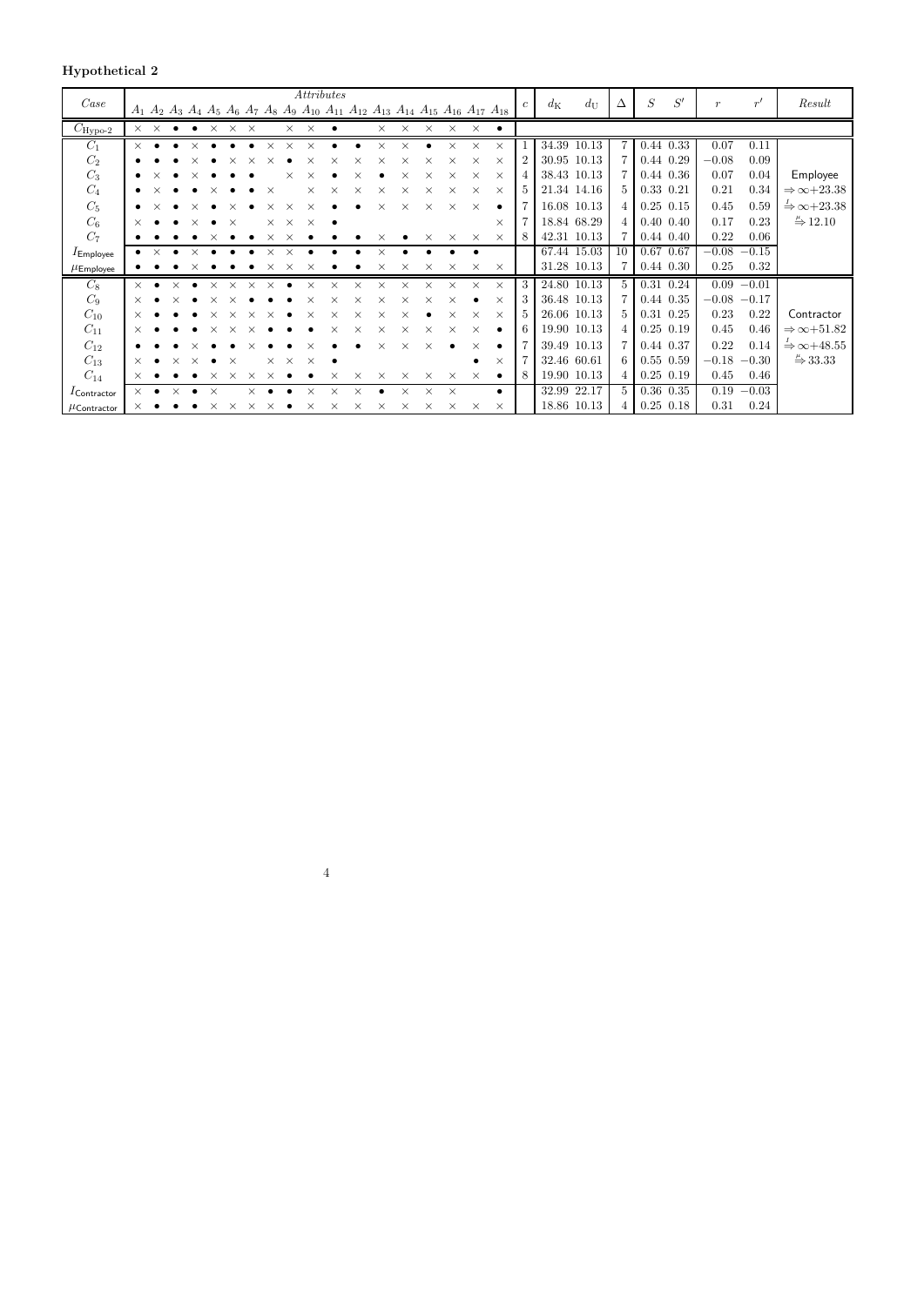**Hypothetical 2**

| *Case* | $A_1$ | $A_2$ | $A_3$ | $A_4$ | $A_5$ | $A_6$ | $A_7$ | $A_8$ | $A_9$ | $A_{10}$ | $A_{11}$ | $A_{12}$ | $A_{13}$ | $A_{14}$ | $A_{15}$ | $A_{16}$ | $A_{17}$ | $A_{18}$ | $c$ | $d_{\mathrm{K}}$ | $d_{\mathrm{U}}$ | $\Delta$ | $S$ | $S'$ | $r$ | $r'$ | *Result* |
|---|---|---|---|---|---|---|---|---|---|---|---|---|---|---|---|---|---|---|---|---|---|---|---|---|---|---|---|
| $C_{\text{Hypo-2}}$ | × | × | • | • | × | × | × | | × | × | • | | × | × | × | × | × | • | | | | | | | | | |
| $C_1$ | × | • | • | × | • | • | • | × | × | × | • | • | × | × | • | × | × | × | 1 | 34.39 | 10.13 | 7 | 0.44 | 0.33 | 0.07 | 0.11 | |
| $C_2$ | • | • | • | × | • | × | × | × | • | × | × | × | × | × | × | × | × | × | 2 | 30.95 | 10.13 | 7 | 0.44 | 0.29 | $-0.08$ | 0.09 | |
| $C_3$ | • | × | • | × | • | • | • | | × | × | • | × | • | × | × | × | × | × | 4 | 38.43 | 10.13 | 7 | 0.44 | 0.36 | 0.07 | 0.04 | Employee |
| $C_4$ | • | × | • | • | × | • | • | × | | × | × | × | × | × | × | × | × | × | 5 | 21.34 | 14.16 | 5 | 0.33 | 0.21 | 0.21 | 0.34 | $\Rightarrow \infty{+}23.38$ |
| $C_5$ | • | × | • | × | • | × | • | × | × | × | • | • | × | × | × | × | × | • | 7 | 16.08 | 10.13 | 4 | 0.25 | 0.15 | 0.45 | 0.59 | $\overset{I}{\Rightarrow} \infty{+}23.38$ |
| $C_6$ | × | • | • | × | • | × | | × | × | × | • | | | | | | | × | 7 | 18.84 | 68.29 | 4 | 0.40 | 0.40 | 0.17 | 0.23 | $\overset{\mu}{\Rightarrow} 12.10$ |
| $C_7$ | • | • | • | • | × | • | • | × | × | • | • | • | × | • | × | × | × | × | 8 | 42.31 | 10.13 | 7 | 0.44 | 0.40 | 0.22 | 0.06 | |
| $I_{\mathsf{Employee}}$ | • | × | • | × | • | • | • | × | × | • | • | • | × | • | • | • | • | | | 67.44 | 15.03 | 10 | 0.67 | 0.67 | $-0.08$ | $-0.15$ | |
| $\mu_{\mathsf{Employee}}$ | • | • | • | × | • | • | • | × | × | × | • | • | × | × | × | × | × | × | | 31.28 | 10.13 | 7 | 0.44 | 0.30 | 0.25 | 0.32 | |
| $C_8$ | × | • | × | • | × | × | × | × | • | × | × | × | × | × | × | × | × | × | 3 | 24.80 | 10.13 | 5 | 0.31 | 0.24 | 0.09 | $-0.01$ | |
| $C_9$ | × | • | × | • | × | × | • | • | • | × | × | × | × | × | × | × | • | × | 3 | 36.48 | 10.13 | 7 | 0.44 | 0.35 | $-0.08$ | $-0.17$ | |
| $C_{10}$ | × | • | • | • | × | × | × | × | • | × | × | × | × | × | • | × | × | × | 5 | 26.06 | 10.13 | 5 | 0.31 | 0.25 | 0.23 | 0.22 | Contractor |
| $C_{11}$ | × | • | • | • | × | × | × | • | • | • | × | × | × | × | × | × | × | • | 6 | 19.90 | 10.13 | 4 | 0.25 | 0.19 | 0.45 | 0.46 | $\Rightarrow \infty{+}51.82$ |
| $C_{12}$ | • | • | • | × | • | • | × | • | • | × | • | • | × | × | × | • | × | • | 7 | 39.49 | 10.13 | 7 | 0.44 | 0.37 | 0.22 | 0.14 | $\overset{I}{\Rightarrow} \infty{+}48.55$ |
| $C_{13}$ | × | • | × | × | • | × | | × | × | × | • | | | | | | • | × | 7 | 32.46 | 60.61 | 6 | 0.55 | 0.59 | $-0.18$ | $-0.30$ | $\overset{\mu}{\Rightarrow} 33.33$ |
| $C_{14}$ | × | • | • | • | × | × | × | × | • | • | × | × | × | × | × | × | × | • | 8 | 19.90 | 10.13 | 4 | 0.25 | 0.19 | 0.45 | 0.46 | |
| $I_{\mathsf{Contractor}}$ | × | • | × | • | × | | × | • | • | × | × | × | • | × | × | × | | • | | 32.99 | 22.17 | 5 | 0.36 | 0.35 | 0.19 | $-0.03$ | |
| $\mu_{\mathsf{Contractor}}$ | × | • | • | • | × | × | × | × | • | × | × | × | × | × | × | × | × | × | | 18.86 | 10.13 | 4 | 0.25 | 0.18 | 0.31 | 0.24 | |